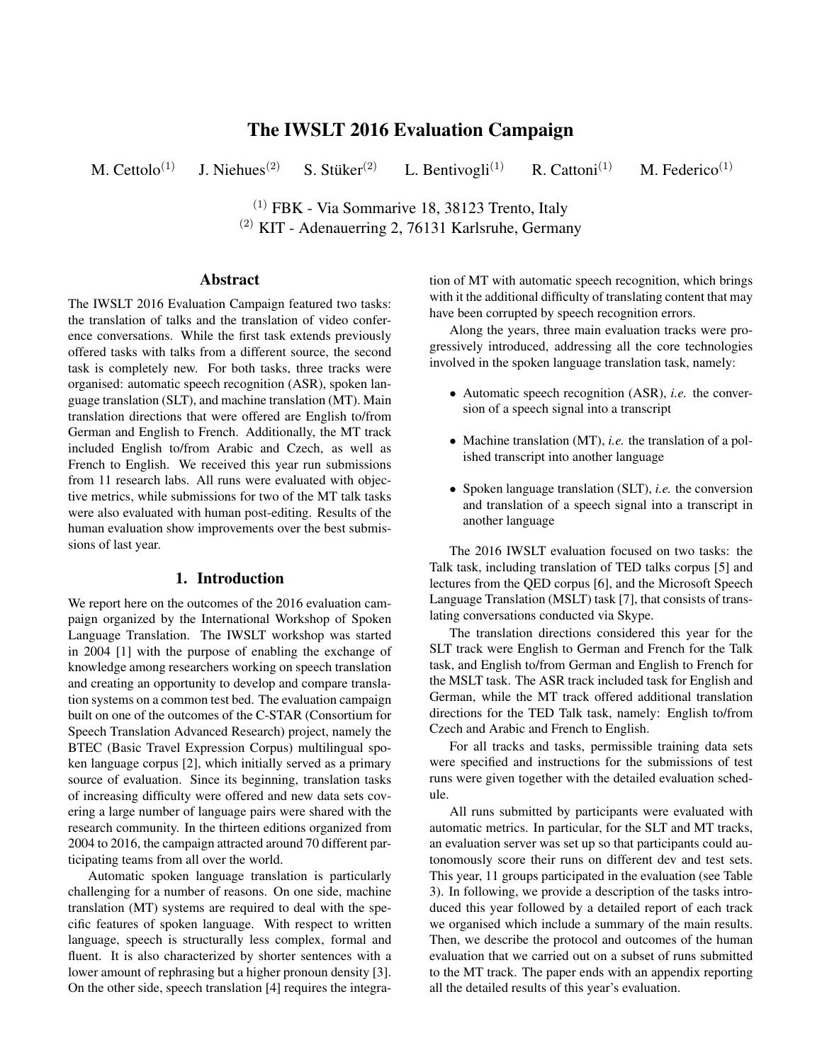# The IWSLT 2016 Evaluation Campaign

M. Cettolo[1] J. Niehues[2] S. Stüker[2] L. Bentivogli[1] R. Cattoni[1] M. Federico[1]

[1] FBK - Via Sommarive 18, 38123 Trento, Italy
[2] KIT - Adenauerring 2, 76131 Karlsruhe, Germany

## Abstract

The IWSLT 2016 Evaluation Campaign featured two tasks: the translation of talks and the translation of video conference conversations. While the first task extends previously offered tasks with talks from a different source, the second task is completely new. For both tasks, three tracks were organised: automatic speech recognition (ASR), spoken language translation (SLT), and machine translation (MT). Main translation directions that were offered are English to/from German and English to French. Additionally, the MT track included English to/from Arabic and Czech, as well as French to English. We received this year run submissions from 11 research labs. All runs were evaluated with objective metrics, while submissions for two of the MT talk tasks were also evaluated with human post-editing. Results of the human evaluation show improvements over the best submissions of last year.

## 1. Introduction

We report here on the outcomes of the 2016 evaluation campaign organized by the International Workshop of Spoken Language Translation. The IWSLT workshop was started in 2004 [1] with the purpose of enabling the exchange of knowledge among researchers working on speech translation and creating an opportunity to develop and compare translation systems on a common test bed. The evaluation campaign built on one of the outcomes of the C-STAR (Consortium for Speech Translation Advanced Research) project, namely the BTEC (Basic Travel Expression Corpus) multilingual spoken language corpus [2], which initially served as a primary source of evaluation. Since its beginning, translation tasks of increasing difficulty were offered and new data sets covering a large number of language pairs were shared with the research community. In the thirteen editions organized from 2004 to 2016, the campaign attracted around 70 different participating teams from all over the world.

Automatic spoken language translation is particularly challenging for a number of reasons. On one side, machine translation (MT) systems are required to deal with the specific features of spoken language. With respect to written language, speech is structurally less complex, formal and fluent. It is also characterized by shorter sentences with a lower amount of rephrasing but a higher pronoun density [3]. On the other side, speech translation [4] requires the integration of MT with automatic speech recognition, which brings with it the additional difficulty of translating content that may have been corrupted by speech recognition errors.

Along the years, three main evaluation tracks were progressively introduced, addressing all the core technologies involved in the spoken language translation task, namely:

- Automatic speech recognition (ASR), *i.e.* the conversion of a speech signal into a transcript
- Machine translation (MT), *i.e.* the translation of a polished transcript into another language
- Spoken language translation (SLT), *i.e.* the conversion and translation of a speech signal into a transcript in another language

The 2016 IWSLT evaluation focused on two tasks: the Talk task, including translation of TED talks corpus [5] and lectures from the QED corpus [6], and the Microsoft Speech Language Translation (MSLT) task [7], that consists of translating conversations conducted via Skype.

The translation directions considered this year for the SLT track were English to German and French for the Talk task, and English to/from German and English to French for the MSLT task. The ASR track included task for English and German, while the MT track offered additional translation directions for the TED Talk task, namely: English to/from Czech and Arabic and French to English.

For all tracks and tasks, permissible training data sets were specified and instructions for the submissions of test runs were given together with the detailed evaluation schedule.

All runs submitted by participants were evaluated with automatic metrics. In particular, for the SLT and MT tracks, an evaluation server was set up so that participants could autonomously score their runs on different dev and test sets. This year, 11 groups participated in the evaluation (see Table 3). In following, we provide a description of the tasks introduced this year followed by a detailed report of each track we organised which include a summary of the main results. Then, we describe the protocol and outcomes of the human evaluation that we carried out on a subset of runs submitted to the MT track. The paper ends with an appendix reporting all the detailed results of this year's evaluation.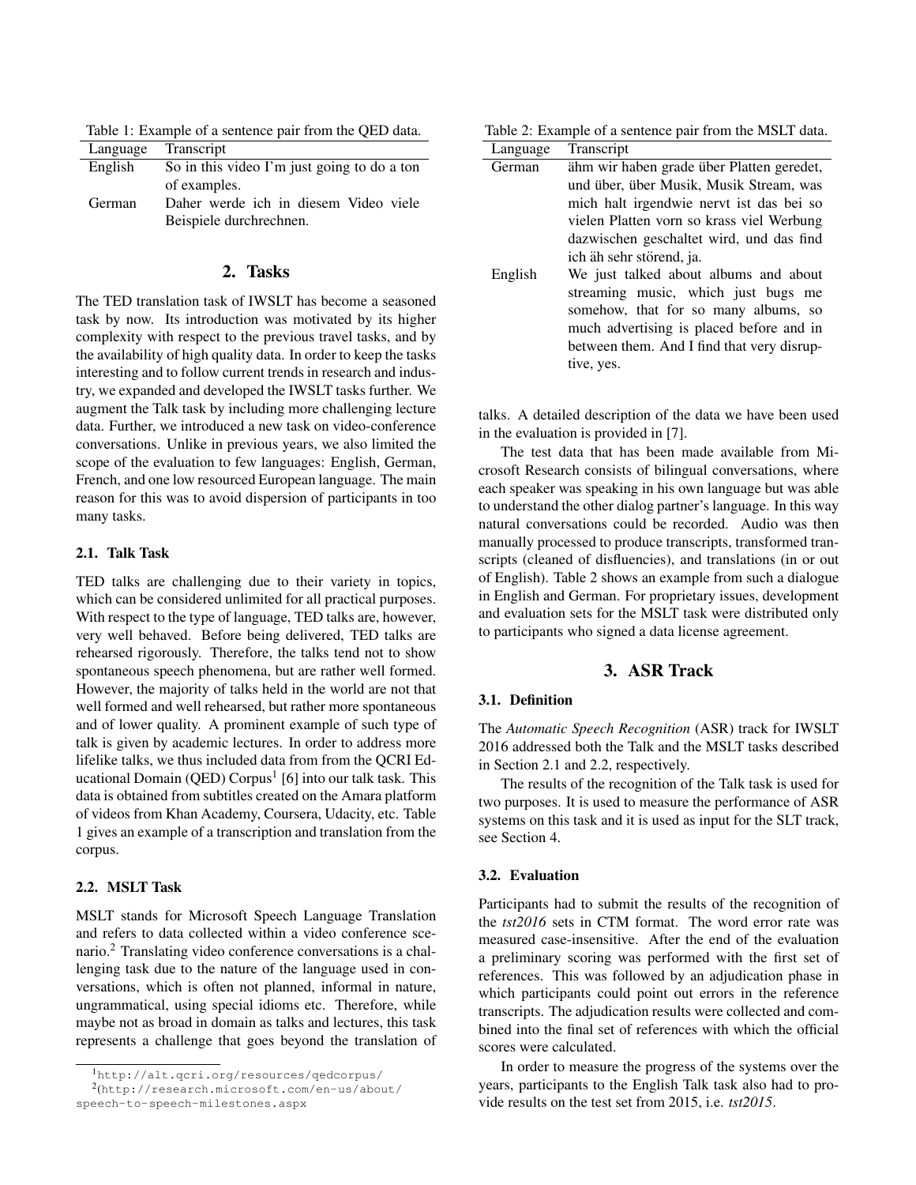Table 1: Example of a sentence pair from the QED data.

| Language | Transcript |
|---|---|
| English | So in this video I'm just going to do a ton of examples. |
| German | Daher werde ich in diesem Video viele Beispiele durchrechnen. |

## 2. Tasks

The TED translation task of IWSLT has become a seasoned task by now. Its introduction was motivated by its higher complexity with respect to the previous travel tasks, and by the availability of high quality data. In order to keep the tasks interesting and to follow current trends in research and industry, we expanded and developed the IWSLT tasks further. We augment the Talk task by including more challenging lecture data. Further, we introduced a new task on video-conference conversations. Unlike in previous years, we also limited the scope of the evaluation to few languages: English, German, French, and one low resourced European language. The main reason for this was to avoid dispersion of participants in too many tasks.

### 2.1. Talk Task

TED talks are challenging due to their variety in topics, which can be considered unlimited for all practical purposes. With respect to the type of language, TED talks are, however, very well behaved. Before being delivered, TED talks are rehearsed rigorously. Therefore, the talks tend not to show spontaneous speech phenomena, but are rather well formed. However, the majority of talks held in the world are not that well formed and well rehearsed, but rather more spontaneous and of lower quality. A prominent example of such type of talk is given by academic lectures. In order to address more lifelike talks, we thus included data from from the QCRI Educational Domain (QED) Corpus[1] [6] into our talk task. This data is obtained from subtitles created on the Amara platform of videos from Khan Academy, Coursera, Udacity, etc. Table 1 gives an example of a transcription and translation from the corpus.

### 2.2. MSLT Task

MSLT stands for Microsoft Speech Language Translation and refers to data collected within a video conference scenario.[2] Translating video conference conversations is a challenging task due to the nature of the language used in conversations, which is often not planned, informal in nature, ungrammatical, using special idioms etc. Therefore, while maybe not as broad in domain as talks and lectures, this task represents a challenge that goes beyond the translation of talks. A detailed description of the data we have been used in the evaluation is provided in [7].

The test data that has been made available from Microsoft Research consists of bilingual conversations, where each speaker was speaking in his own language but was able to understand the other dialog partner's language. In this way natural conversations could be recorded. Audio was then manually processed to produce transcripts, transformed transcripts (cleaned of disfluencies), and translations (in or out of English). Table 2 shows an example from such a dialogue in English and German. For proprietary issues, development and evaluation sets for the MSLT task were distributed only to participants who signed a data license agreement.

Table 2: Example of a sentence pair from the MSLT data.

| Language | Transcript |
|---|---|
| German | ähm wir haben grade über Platten geredet, und über, über Musik, Musik Stream, was mich halt irgendwie nervt ist das bei so vielen Platten vorn so krass viel Werbung dazwischen geschaltet wird, und das find ich äh sehr störend, ja. |
| English | We just talked about albums and about streaming music, which just bugs me somehow, that for so many albums, so much advertising is placed before and in between them. And I find that very disruptive, yes. |

## 3. ASR Track

### 3.1. Definition

The *Automatic Speech Recognition* (ASR) track for IWSLT 2016 addressed both the Talk and the MSLT tasks described in Section 2.1 and 2.2, respectively.

The results of the recognition of the Talk task is used for two purposes. It is used to measure the performance of ASR systems on this task and it is used as input for the SLT track, see Section 4.

### 3.2. Evaluation

Participants had to submit the results of the recognition of the *tst2016* sets in CTM format. The word error rate was measured case-insensitive. After the end of the evaluation a preliminary scoring was performed with the first set of references. This was followed by an adjudication phase in which participants could point out errors in the reference transcripts. The adjudication results were collected and combined into the final set of references with which the official scores were calculated.

In order to measure the progress of the systems over the years, participants to the English Talk task also had to provide results on the test set from 2015, i.e. *tst2015*.

[1] http://alt.qcri.org/resources/qedcorpus/

[2] (http://research.microsoft.com/en-us/about/speech-to-speech-milestones.aspx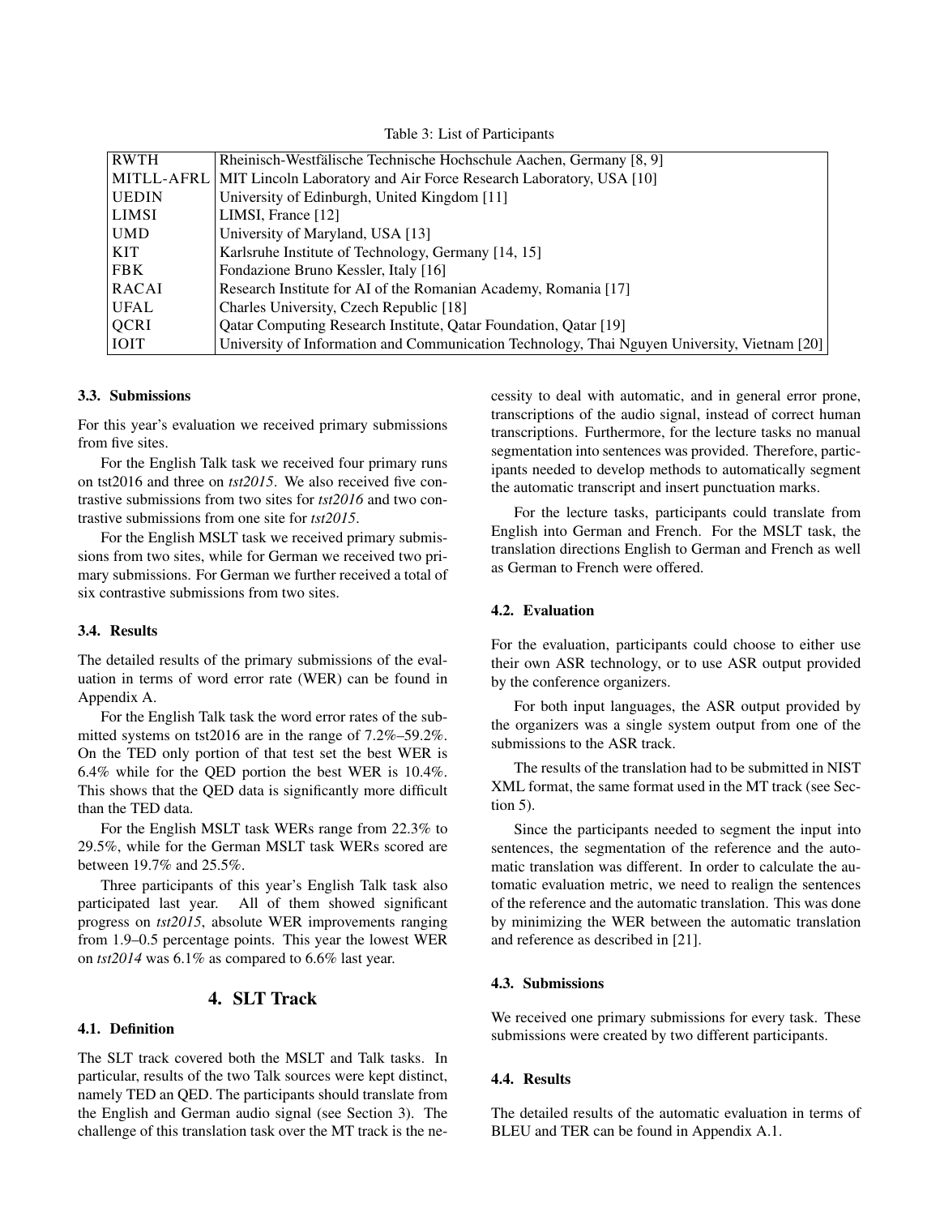Table 3: List of Participants

| | |
|---|---|
| RWTH | Rheinisch-Westfälische Technische Hochschule Aachen, Germany [8, 9] |
| MITLL-AFRL | MIT Lincoln Laboratory and Air Force Research Laboratory, USA [10] |
| UEDIN | University of Edinburgh, United Kingdom [11] |
| LIMSI | LIMSI, France [12] |
| UMD | University of Maryland, USA [13] |
| KIT | Karlsruhe Institute of Technology, Germany [14, 15] |
| FBK | Fondazione Bruno Kessler, Italy [16] |
| RACAI | Research Institute for AI of the Romanian Academy, Romania [17] |
| UFAL | Charles University, Czech Republic [18] |
| QCRI | Qatar Computing Research Institute, Qatar Foundation, Qatar [19] |
| IOIT | University of Information and Communication Technology, Thai Nguyen University, Vietnam [20] |

### 3.3. Submissions

For this year's evaluation we received primary submissions from five sites.

For the English Talk task we received four primary runs on tst2016 and three on *tst2015*. We also received five contrastive submissions from two sites for *tst2016* and two contrastive submissions from one site for *tst2015*.

For the English MSLT task we received primary submissions from two sites, while for German we received two primary submissions. For German we further received a total of six contrastive submissions from two sites.

### 3.4. Results

The detailed results of the primary submissions of the evaluation in terms of word error rate (WER) can be found in Appendix A.

For the English Talk task the word error rates of the submitted systems on tst2016 are in the range of 7.2%–59.2%. On the TED only portion of that test set the best WER is 6.4% while for the QED portion the best WER is 10.4%. This shows that the QED data is significantly more difficult than the TED data.

For the English MSLT task WERs range from 22.3% to 29.5%, while for the German MSLT task WERs scored are between 19.7% and 25.5%.

Three participants of this year's English Talk task also participated last year. All of them showed significant progress on *tst2015*, absolute WER improvements ranging from 1.9–0.5 percentage points. This year the lowest WER on *tst2014* was 6.1% as compared to 6.6% last year.

## 4. SLT Track

### 4.1. Definition

The SLT track covered both the MSLT and Talk tasks. In particular, results of the two Talk sources were kept distinct, namely TED an QED. The participants should translate from the English and German audio signal (see Section 3). The challenge of this translation task over the MT track is the necessity to deal with automatic, and in general error prone, transcriptions of the audio signal, instead of correct human transcriptions. Furthermore, for the lecture tasks no manual segmentation into sentences was provided. Therefore, participants needed to develop methods to automatically segment the automatic transcript and insert punctuation marks.

For the lecture tasks, participants could translate from English into German and French. For the MSLT task, the translation directions English to German and French as well as German to French were offered.

### 4.2. Evaluation

For the evaluation, participants could choose to either use their own ASR technology, or to use ASR output provided by the conference organizers.

For both input languages, the ASR output provided by the organizers was a single system output from one of the submissions to the ASR track.

The results of the translation had to be submitted in NIST XML format, the same format used in the MT track (see Section 5).

Since the participants needed to segment the input into sentences, the segmentation of the reference and the automatic translation was different. In order to calculate the automatic evaluation metric, we need to realign the sentences of the reference and the automatic translation. This was done by minimizing the WER between the automatic translation and reference as described in [21].

### 4.3. Submissions

We received one primary submissions for every task. These submissions were created by two different participants.

### 4.4. Results

The detailed results of the automatic evaluation in terms of BLEU and TER can be found in Appendix A.1.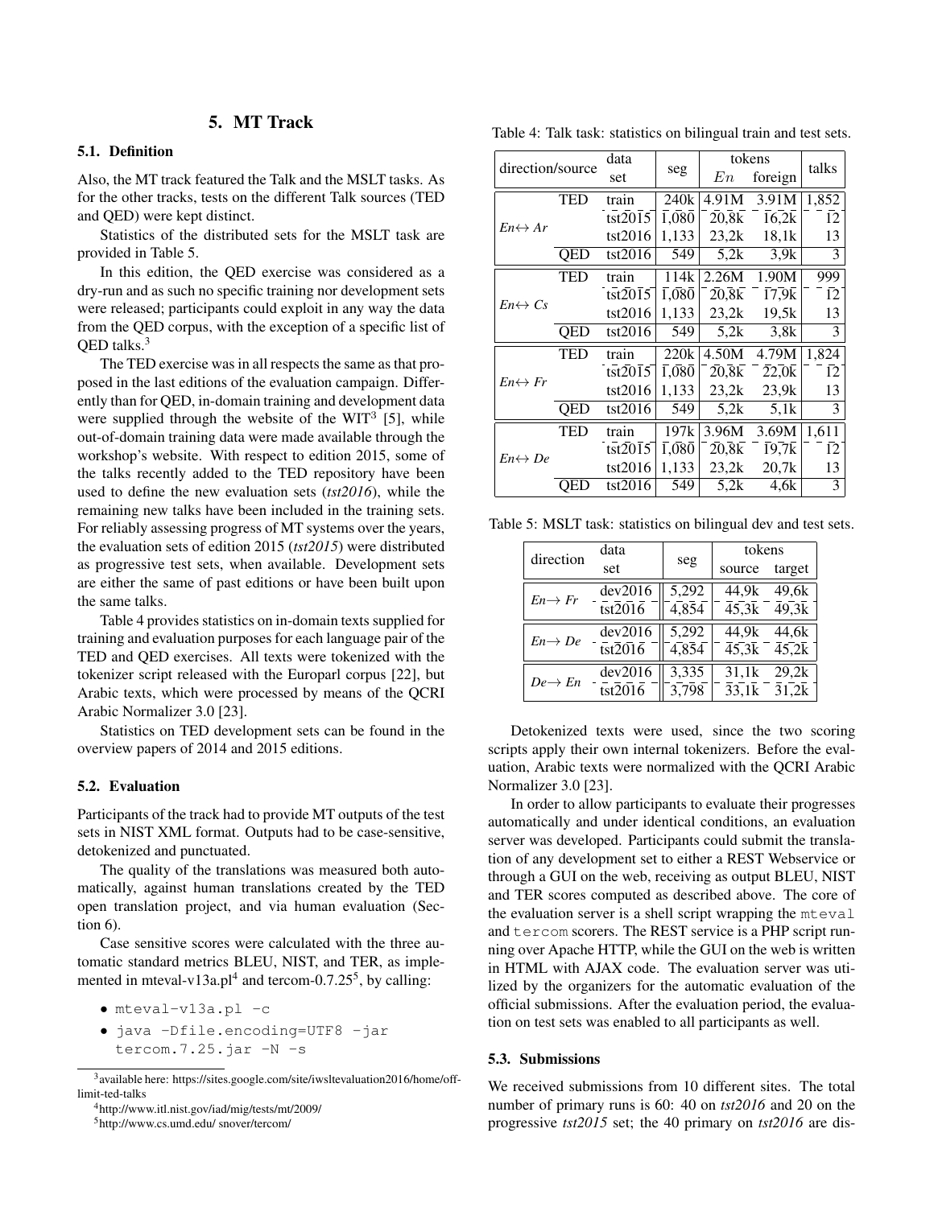## 5. MT Track

### 5.1. Definition

Also, the MT track featured the Talk and the MSLT tasks. As for the other tracks, tests on the different Talk sources (TED and QED) were kept distinct.

Statistics of the distributed sets for the MSLT task are provided in Table 5.

In this edition, the QED exercise was considered as a dry-run and as such no specific training nor development sets were released; participants could exploit in any way the data from the QED corpus, with the exception of a specific list of QED talks.[3]

The TED exercise was in all respects the same as that proposed in the last editions of the evaluation campaign. Differently than for QED, in-domain training and development data were supplied through the website of the WIT[3] [5], while out-of-domain training data were made available through the workshop's website. With respect to edition 2015, some of the talks recently added to the TED repository have been used to define the new evaluation sets (*tst2016*), while the remaining new talks have been included in the training sets. For reliably assessing progress of MT systems over the years, the evaluation sets of edition 2015 (*tst2015*) were distributed as progressive test sets, when available. Development sets are either the same of past editions or have been built upon the same talks.

Table 4 provides statistics on in-domain texts supplied for training and evaluation purposes for each language pair of the TED and QED exercises. All texts were tokenized with the tokenizer script released with the Europarl corpus [22], but Arabic texts, which were processed by means of the QCRI Arabic Normalizer 3.0 [23].

Statistics on TED development sets can be found in the overview papers of 2014 and 2015 editions.

Table 4: Talk task: statistics on bilingual train and test sets.

| direction/source | | data set | seg | tokens $En$ | tokens foreign | talks |
|---|---|---|---|---|---|---|
| *En*↔ *Ar* | TED | train | 240k | 4.91M | 3.91M | 1,852 |
| | | tst2015 | 1,080 | 20,8k | 16,2k | 12 |
| | | tst2016 | 1,133 | 23,2k | 18,1k | 13 |
| | QED | tst2016 | 549 | 5,2k | 3,9k | 3 |
| *En*↔ *Cs* | TED | train | 114k | 2.26M | 1.90M | 999 |
| | | tst2015 | 1,080 | 20,8k | 17,9k | 12 |
| | | tst2016 | 1,133 | 23,2k | 19,5k | 13 |
| | QED | tst2016 | 549 | 5,2k | 3,8k | 3 |
| *En*↔ *Fr* | TED | train | 220k | 4.50M | 4.79M | 1,824 |
| | | tst2015 | 1,080 | 20,8k | 22,0k | 12 |
| | | tst2016 | 1,133 | 23,2k | 23,9k | 13 |
| | QED | tst2016 | 549 | 5,2k | 5,1k | 3 |
| *En*↔ *De* | TED | train | 197k | 3.96M | 3.69M | 1,611 |
| | | tst2015 | 1,080 | 20,8k | 19,7k | 12 |
| | | tst2016 | 1,133 | 23,2k | 20,7k | 13 |
| | QED | tst2016 | 549 | 5,2k | 4,6k | 3 |

Table 5: MSLT task: statistics on bilingual dev and test sets.

| direction | data set | seg | tokens source | tokens target |
|---|---|---|---|---|
| *En*→ *Fr* | dev2016 | 5,292 | 44,9k | 49,6k |
| | tst2016 | 4,854 | 45,3k | 49,3k |
| *En*→ *De* | dev2016 | 5,292 | 44,9k | 44,6k |
| | tst2016 | 4,854 | 45,3k | 45,2k |
| *De*→ *En* | dev2016 | 3,335 | 31,1k | 29,2k |
| | tst2016 | 3,798 | 33,1k | 31,2k |

### 5.2. Evaluation

Participants of the track had to provide MT outputs of the test sets in NIST XML format. Outputs had to be case-sensitive, detokenized and punctuated.

The quality of the translations was measured both automatically, against human translations created by the TED open translation project, and via human evaluation (Section 6).

Case sensitive scores were calculated with the three automatic standard metrics BLEU, NIST, and TER, as implemented in mteval-v13a.pl[4] and tercom-0.7.25[5], by calling:

- `mteval-v13a.pl -c`
- `java -Dfile.encoding=UTF8 -jar tercom.7.25.jar -N -s`

Detokenized texts were used, since the two scoring scripts apply their own internal tokenizers. Before the evaluation, Arabic texts were normalized with the QCRI Arabic Normalizer 3.0 [23].

In order to allow participants to evaluate their progresses automatically and under identical conditions, an evaluation server was developed. Participants could submit the translation of any development set to either a REST Webservice or through a GUI on the web, receiving as output BLEU, NIST and TER scores computed as described above. The core of the evaluation server is a shell script wrapping the `mteval` and `tercom` scorers. The REST service is a PHP script running over Apache HTTP, while the GUI on the web is written in HTML with AJAX code. The evaluation server was utilized by the organizers for the automatic evaluation of the official submissions. After the evaluation period, the evaluation on test sets was enabled to all participants as well.

### 5.3. Submissions

We received submissions from 10 different sites. The total number of primary runs is 60: 40 on *tst2016* and 20 on the progressive *tst2015* set; the 40 primary on *tst2016* are dis-

[3] available here: https://sites.google.com/site/iwsltevaluation2016/home/off-limit-ted-talks

[4] http://www.itl.nist.gov/iad/mig/tests/mt/2009/

[5] http://www.cs.umd.edu/ snover/tercom/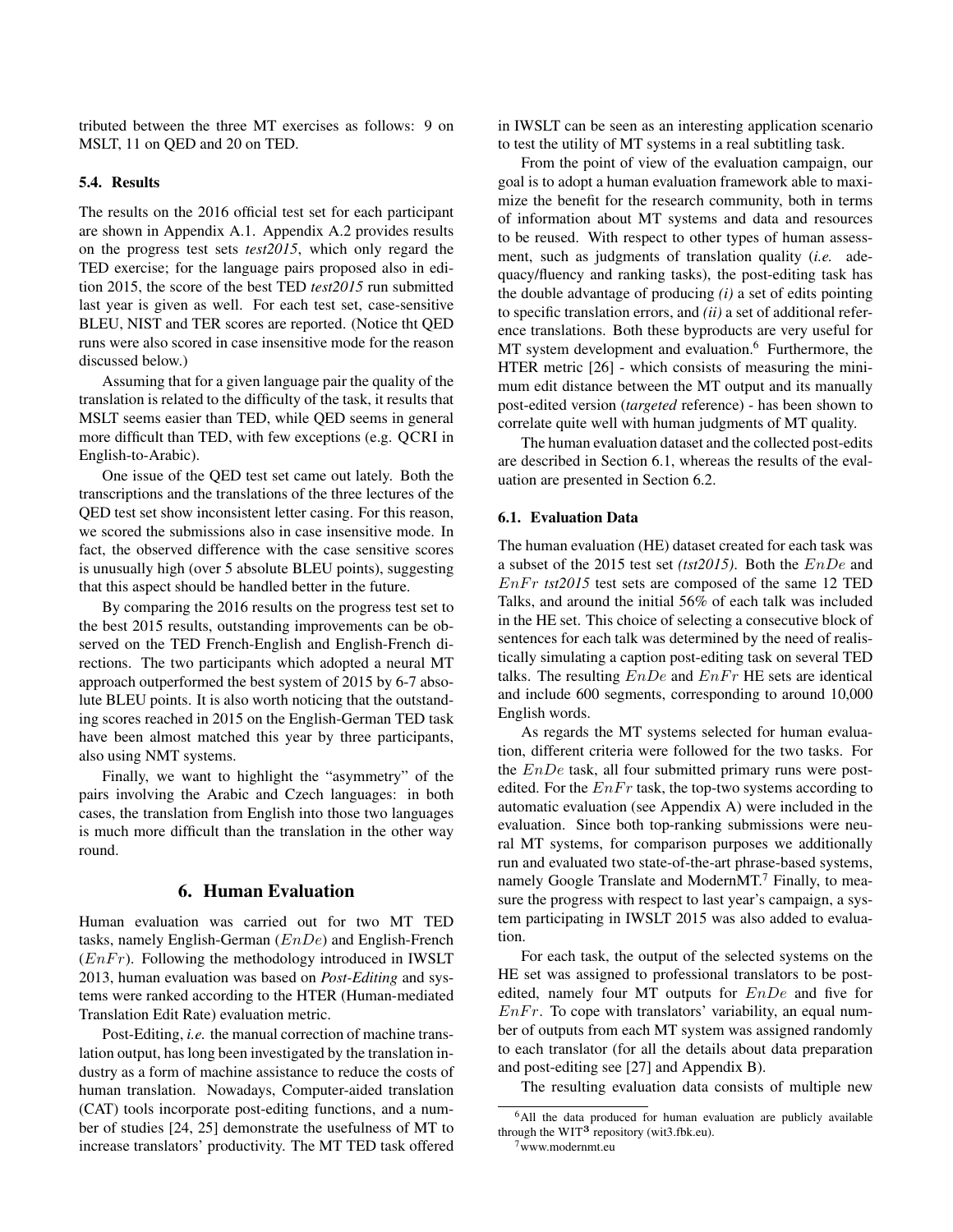tributed between the three MT exercises as follows: 9 on MSLT, 11 on QED and 20 on TED.

### 5.4. Results

The results on the 2016 official test set for each participant are shown in Appendix A.1. Appendix A.2 provides results on the progress test sets *test2015*, which only regard the TED exercise; for the language pairs proposed also in edition 2015, the score of the best TED *test2015* run submitted last year is given as well. For each test set, case-sensitive BLEU, NIST and TER scores are reported. (Notice tht QED runs were also scored in case insensitive mode for the reason discussed below.)

Assuming that for a given language pair the quality of the translation is related to the difficulty of the task, it results that MSLT seems easier than TED, while QED seems in general more difficult than TED, with few exceptions (e.g. QCRI in English-to-Arabic).

One issue of the QED test set came out lately. Both the transcriptions and the translations of the three lectures of the QED test set show inconsistent letter casing. For this reason, we scored the submissions also in case insensitive mode. In fact, the observed difference with the case sensitive scores is unusually high (over 5 absolute BLEU points), suggesting that this aspect should be handled better in the future.

By comparing the 2016 results on the progress test set to the best 2015 results, outstanding improvements can be observed on the TED French-English and English-French directions. The two participants which adopted a neural MT approach outperformed the best system of 2015 by 6-7 absolute BLEU points. It is also worth noticing that the outstanding scores reached in 2015 on the English-German TED task have been almost matched this year by three participants, also using NMT systems.

Finally, we want to highlight the "asymmetry" of the pairs involving the Arabic and Czech languages: in both cases, the translation from English into those two languages is much more difficult than the translation in the other way round.

## 6. Human Evaluation

Human evaluation was carried out for two MT TED tasks, namely English-German ($EnDe$) and English-French ($EnFr$). Following the methodology introduced in IWSLT 2013, human evaluation was based on ***Post-Editing*** and systems were ranked according to the HTER (Human-mediated Translation Edit Rate) evaluation metric.

Post-Editing, *i.e.* the manual correction of machine translation output, has long been investigated by the translation industry as a form of machine assistance to reduce the costs of human translation. Nowadays, Computer-aided translation (CAT) tools incorporate post-editing functions, and a number of studies [24, 25] demonstrate the usefulness of MT to increase translators' productivity. The MT TED task offered in IWSLT can be seen as an interesting application scenario to test the utility of MT systems in a real subtitling task.

From the point of view of the evaluation campaign, our goal is to adopt a human evaluation framework able to maximize the benefit for the research community, both in terms of information about MT systems and data and resources to be reused. With respect to other types of human assessment, such as judgments of translation quality (*i.e.* adequacy/fluency and ranking tasks), the post-editing task has the double advantage of producing *(i)* a set of edits pointing to specific translation errors, and *(ii)* a set of additional reference translations. Both these byproducts are very useful for MT system development and evaluation.[6] Furthermore, the HTER metric [26] - which consists of measuring the minimum edit distance between the MT output and its manually post-edited version (*targeted* reference) - has been shown to correlate quite well with human judgments of MT quality.

The human evaluation dataset and the collected post-edits are described in Section 6.1, whereas the results of the evaluation are presented in Section 6.2.

### 6.1. Evaluation Data

The human evaluation (HE) dataset created for each task was a subset of the 2015 test set *(tst2015)*. Both the $EnDe$ and $EnFr$ *tst2015* test sets are composed of the same 12 TED Talks, and around the initial 56% of each talk was included in the HE set. This choice of selecting a consecutive block of sentences for each talk was determined by the need of realistically simulating a caption post-editing task on several TED talks. The resulting $EnDe$ and $EnFr$ HE sets are identical and include 600 segments, corresponding to around 10,000 English words.

As regards the MT systems selected for human evaluation, different criteria were followed for the two tasks. For the $EnDe$ task, all four submitted primary runs were post-edited. For the $EnFr$ task, the top-two systems according to automatic evaluation (see Appendix A) were included in the evaluation. Since both top-ranking submissions were neural MT systems, for comparison purposes we additionally run and evaluated two state-of-the-art phrase-based systems, namely Google Translate and ModernMT.[7] Finally, to measure the progress with respect to last year's campaign, a system participating in IWSLT 2015 was also added to evaluation.

For each task, the output of the selected systems on the HE set was assigned to professional translators to be post-edited, namely four MT outputs for $EnDe$ and five for $EnFr$. To cope with translators' variability, an equal number of outputs from each MT system was assigned randomly to each translator (for all the details about data preparation and post-editing see [27] and Appendix B).

The resulting evaluation data consists of multiple new

[6] All the data produced for human evaluation are publicly available through the WIT[3] repository (wit3.fbk.eu).

[7] www.modernmt.eu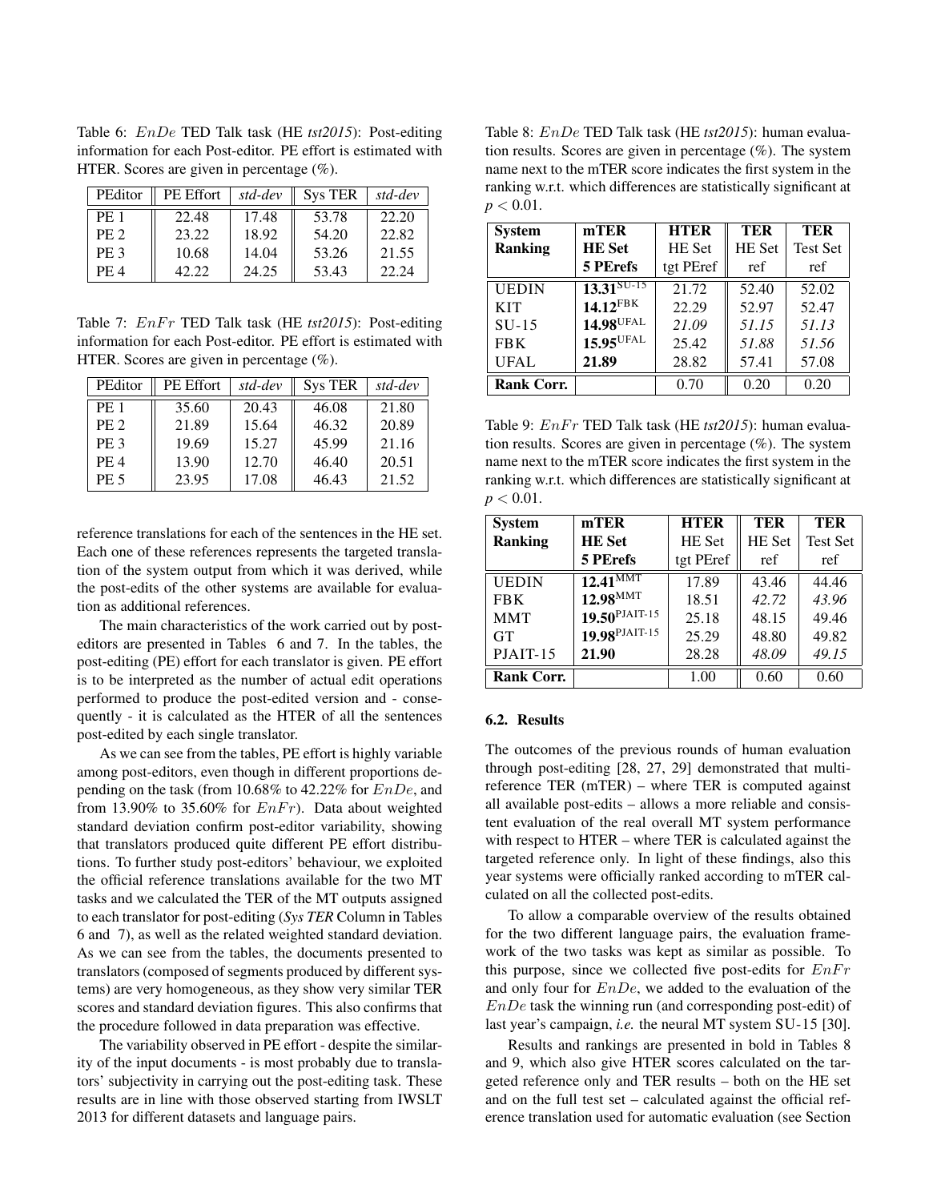Table 6: $EnDe$ TED Talk task (HE *tst2015*): Post-editing information for each Post-editor. PE effort is estimated with HTER. Scores are given in percentage (%).

| PEditor | PE Effort | *std-dev* | Sys TER | *std-dev* |
|---|---|---|---|---|
| PE 1 | 22.48 | 17.48 | 53.78 | 22.20 |
| PE 2 | 23.22 | 18.92 | 54.20 | 22.82 |
| PE 3 | 10.68 | 14.04 | 53.26 | 21.55 |
| PE 4 | 42.22 | 24.25 | 53.43 | 22.24 |

Table 7: $EnFr$ TED Talk task (HE *tst2015*): Post-editing information for each Post-editor. PE effort is estimated with HTER. Scores are given in percentage (%).

| PEditor | PE Effort | *std-dev* | Sys TER | *std-dev* |
|---|---|---|---|---|
| PE 1 | 35.60 | 20.43 | 46.08 | 21.80 |
| PE 2 | 21.89 | 15.64 | 46.32 | 20.89 |
| PE 3 | 19.69 | 15.27 | 45.99 | 21.16 |
| PE 4 | 13.90 | 12.70 | 46.40 | 20.51 |
| PE 5 | 23.95 | 17.08 | 46.43 | 21.52 |

reference translations for each of the sentences in the HE set. Each one of these references represents the targeted translation of the system output from which it was derived, while the post-edits of the other systems are available for evaluation as additional references.

The main characteristics of the work carried out by post-editors are presented in Tables 6 and 7. In the tables, the post-editing (PE) effort for each translator is given. PE effort is to be interpreted as the number of actual edit operations performed to produce the post-edited version and - consequently - it is calculated as the HTER of all the sentences post-edited by each single translator.

As we can see from the tables, PE effort is highly variable among post-editors, even though in different proportions depending on the task (from 10.68% to 42.22% for $EnDe$, and from 13.90% to 35.60% for $EnFr$). Data about weighted standard deviation confirm post-editor variability, showing that translators produced quite different PE effort distributions. To further study post-editors' behaviour, we exploited the official reference translations available for the two MT tasks and we calculated the TER of the MT outputs assigned to each translator for post-editing (*Sys TER* Column in Tables 6 and 7), as well as the related weighted standard deviation. As we can see from the tables, the documents presented to translators (composed of segments produced by different systems) are very homogeneous, as they show very similar TER scores and standard deviation figures. This also confirms that the procedure followed in data preparation was effective.

The variability observed in PE effort - despite the similarity of the input documents - is most probably due to translators' subjectivity in carrying out the post-editing task. These results are in line with those observed starting from IWSLT 2013 for different datasets and language pairs.

Table 8: $EnDe$ TED Talk task (HE *tst2015*): human evaluation results. Scores are given in percentage (%). The system name next to the mTER score indicates the first system in the ranking w.r.t. which differences are statistically significant at $p < 0.01$.

| **System Ranking** | **mTER HE Set 5 PErefs** | **HTER** HE Set tgt PEref | **TER** HE Set ref | **TER** Test Set ref |
|---|---|---|---|---|
| UEDIN | **13.31**SU-15 | 21.72 | 52.40 | 52.02 |
| KIT | **14.12**FBK | 22.29 | 52.97 | 52.47 |
| SU-15 | **14.98**UFAL | *21.09* | *51.15* | *51.13* |
| FBK | **15.95**UFAL | 25.42 | *51.88* | *51.56* |
| UFAL | **21.89** | 28.82 | 57.41 | 57.08 |
| **Rank Corr.** | | 0.70 | 0.20 | 0.20 |

Table 9: $EnFr$ TED Talk task (HE *tst2015*): human evaluation results. Scores are given in percentage (%). The system name next to the mTER score indicates the first system in the ranking w.r.t. which differences are statistically significant at $p < 0.01$.

| **System Ranking** | **mTER HE Set 5 PErefs** | **HTER** HE Set tgt PEref | **TER** HE Set ref | **TER** Test Set ref |
|---|---|---|---|---|
| UEDIN | **12.41**MMT | 17.89 | 43.46 | 44.46 |
| FBK | **12.98**MMT | 18.51 | *42.72* | *43.96* |
| MMT | **19.50**PJAIT-15 | 25.18 | 48.15 | 49.46 |
| GT | **19.98**PJAIT-15 | 25.29 | 48.80 | 49.82 |
| PJAIT-15 | **21.90** | 28.28 | *48.09* | *49.15* |
| **Rank Corr.** | | 1.00 | 0.60 | 0.60 |

### 6.2. Results

The outcomes of the previous rounds of human evaluation through post-editing [28, 27, 29] demonstrated that multi-reference TER (mTER) – where TER is computed against all available post-edits – allows a more reliable and consistent evaluation of the real overall MT system performance with respect to HTER – where TER is calculated against the targeted reference only. In light of these findings, also this year systems were officially ranked according to mTER calculated on all the collected post-edits.

To allow a comparable overview of the results obtained for the two different language pairs, the evaluation framework of the two tasks was kept as similar as possible. To this purpose, since we collected five post-edits for $EnFr$ and only four for $EnDe$, we added to the evaluation of the $EnDe$ task the winning run (and corresponding post-edit) of last year's campaign, *i.e.* the neural MT system SU-15 [30].

Results and rankings are presented in bold in Tables 8 and 9, which also give HTER scores calculated on the targeted reference only and TER results – both on the HE set and on the full test set – calculated against the official reference translation used for automatic evaluation (see Section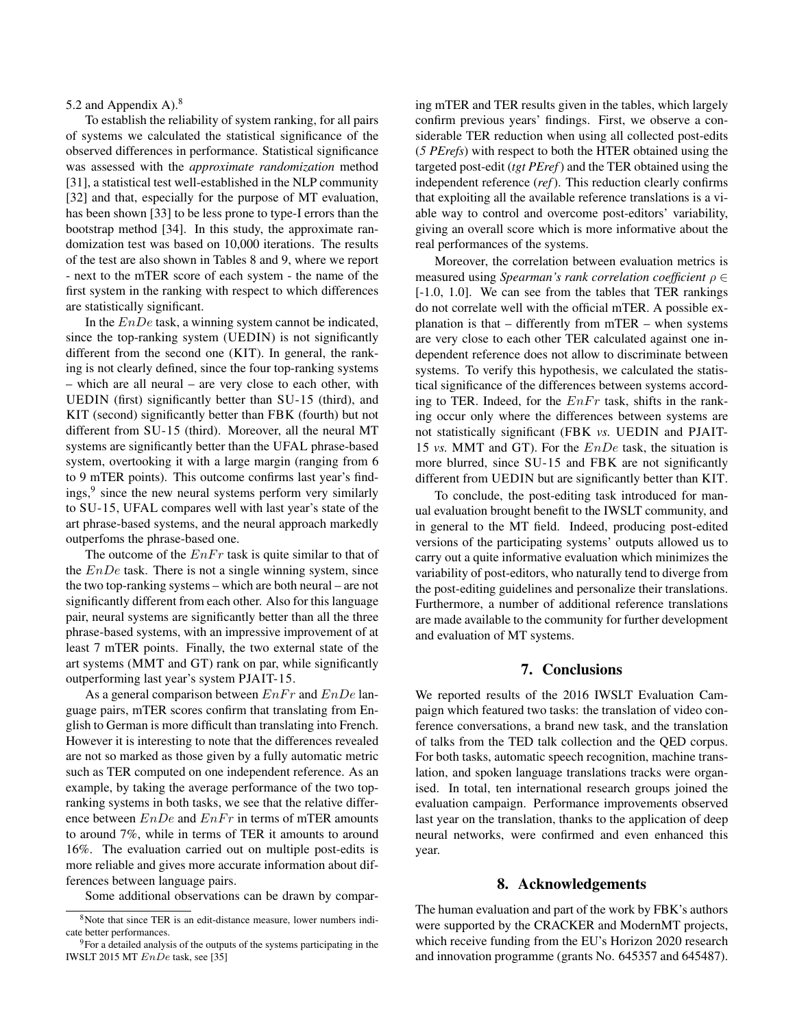5.2 and Appendix A).[8]

To establish the reliability of system ranking, for all pairs of systems we calculated the statistical significance of the observed differences in performance. Statistical significance was assessed with the *approximate randomization* method [31], a statistical test well-established in the NLP community [32] and that, especially for the purpose of MT evaluation, has been shown [33] to be less prone to type-I errors than the bootstrap method [34]. In this study, the approximate randomization test was based on 10,000 iterations. The results of the test are also shown in Tables 8 and 9, where we report - next to the mTER score of each system - the name of the first system in the ranking with respect to which differences are statistically significant.

In the $EnDe$ task, a winning system cannot be indicated, since the top-ranking system (UEDIN) is not significantly different from the second one (KIT). In general, the ranking is not clearly defined, since the four top-ranking systems – which are all neural – are very close to each other, with UEDIN (first) significantly better than SU-15 (third), and KIT (second) significantly better than FBK (fourth) but not different from SU-15 (third). Moreover, all the neural MT systems are significantly better than the UFAL phrase-based system, overtooking it with a large margin (ranging from 6 to 9 mTER points). This outcome confirms last year's findings,[9] since the new neural systems perform very similarly to SU-15, UFAL compares well with last year's state of the art phrase-based systems, and the neural approach markedly outperfoms the phrase-based one.

The outcome of the $EnFr$ task is quite similar to that of the $EnDe$ task. There is not a single winning system, since the two top-ranking systems – which are both neural – are not significantly different from each other. Also for this language pair, neural systems are significantly better than all the three phrase-based systems, with an impressive improvement of at least 7 mTER points. Finally, the two external state of the art systems (MMT and GT) rank on par, while significantly outperforming last year's system PJAIT-15.

As a general comparison between $EnFr$ and $EnDe$ language pairs, mTER scores confirm that translating from English to German is more difficult than translating into French. However it is interesting to note that the differences revealed are not so marked as those given by a fully automatic metric such as TER computed on one independent reference. As an example, by taking the average performance of the two top-ranking systems in both tasks, we see that the relative difference between $EnDe$ and $EnFr$ in terms of mTER amounts to around 7%, while in terms of TER it amounts to around 16%. The evaluation carried out on multiple post-edits is more reliable and gives more accurate information about differences between language pairs.

Some additional observations can be drawn by comparing mTER and TER results given in the tables, which largely confirm previous years' findings. First, we observe a considerable TER reduction when using all collected post-edits (*5 PErefs*) with respect to both the HTER obtained using the targeted post-edit (*tgt PEref*) and the TER obtained using the independent reference (*ref*). This reduction clearly confirms that exploiting all the available reference translations is a viable way to control and overcome post-editors' variability, giving an overall score which is more informative about the real performances of the systems.

Moreover, the correlation between evaluation metrics is measured using *Spearman's rank correlation coefficient* $\rho \in$ [-1.0, 1.0]. We can see from the tables that TER rankings do not correlate well with the official mTER. A possible explanation is that – differently from mTER – when systems are very close to each other TER calculated against one independent reference does not allow to discriminate between systems. To verify this hypothesis, we calculated the statistical significance of the differences between systems according to TER. Indeed, for the $EnFr$ task, shifts in the ranking occur only where the differences between systems are not statistically significant (FBK *vs.* UEDIN and PJAIT-15 *vs.* MMT and GT). For the $EnDe$ task, the situation is more blurred, since SU-15 and FBK are not significantly different from UEDIN but are significantly better than KIT.

To conclude, the post-editing task introduced for manual evaluation brought benefit to the IWSLT community, and in general to the MT field. Indeed, producing post-edited versions of the participating systems' outputs allowed us to carry out a quite informative evaluation which minimizes the variability of post-editors, who naturally tend to diverge from the post-editing guidelines and personalize their translations. Furthermore, a number of additional reference translations are made available to the community for further development and evaluation of MT systems.

## 7. Conclusions

We reported results of the 2016 IWSLT Evaluation Campaign which featured two tasks: the translation of video conference conversations, a brand new task, and the translation of talks from the TED talk collection and the QED corpus. For both tasks, automatic speech recognition, machine translation, and spoken language translations tracks were organised. In total, ten international research groups joined the evaluation campaign. Performance improvements observed last year on the translation, thanks to the application of deep neural networks, were confirmed and even enhanced this year.

## 8. Acknowledgements

The human evaluation and part of the work by FBK's authors were supported by the CRACKER and ModernMT projects, which receive funding from the EU's Horizon 2020 research and innovation programme (grants No. 645357 and 645487).

---

[8] Note that since TER is an edit-distance measure, lower numbers indicate better performances.

[9] For a detailed analysis of the outputs of the systems participating in the IWSLT 2015 MT $EnDe$ task, see [35]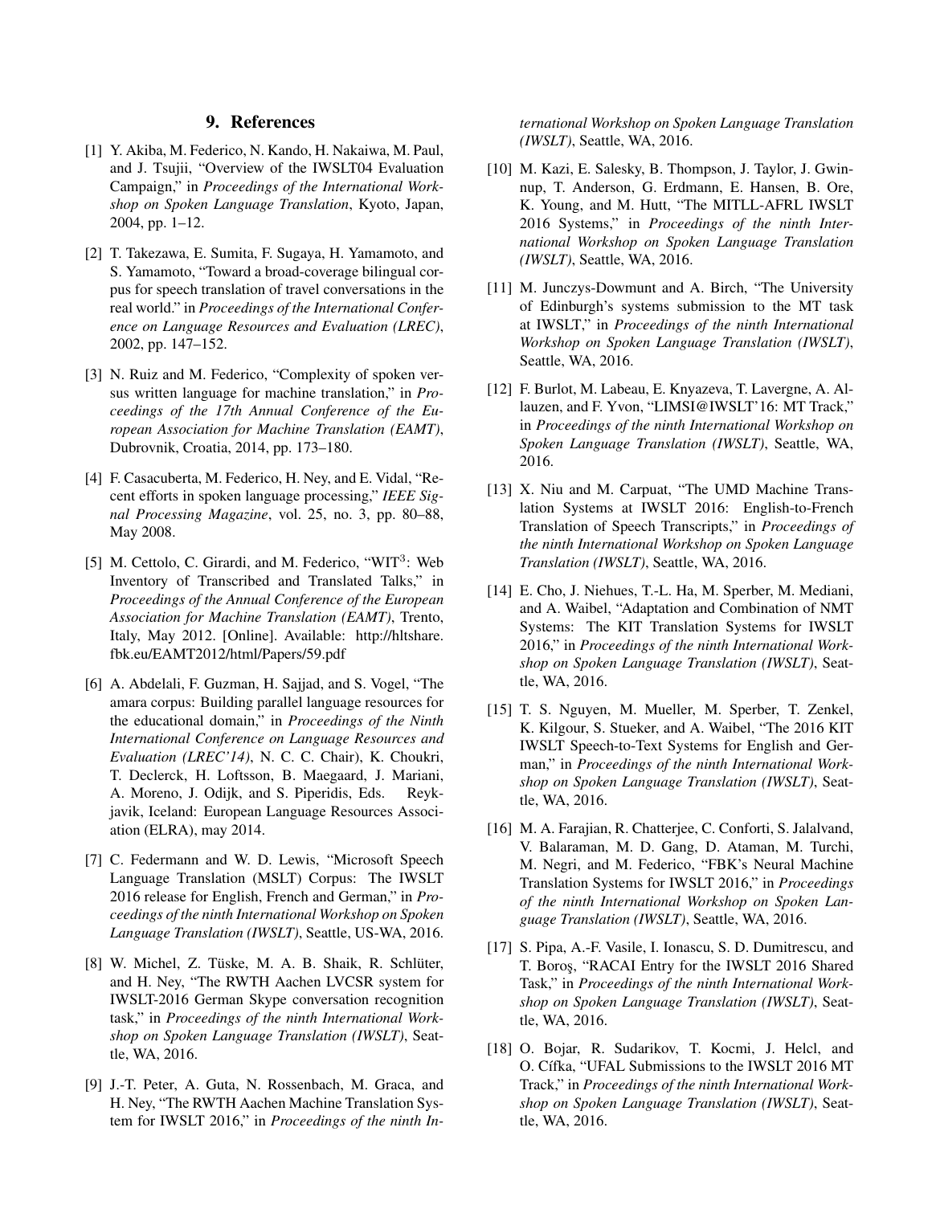## 9. References

[1] Y. Akiba, M. Federico, N. Kando, H. Nakaiwa, M. Paul, and J. Tsujii, "Overview of the IWSLT04 Evaluation Campaign," in *Proceedings of the International Workshop on Spoken Language Translation*, Kyoto, Japan, 2004, pp. 1–12.

[2] T. Takezawa, E. Sumita, F. Sugaya, H. Yamamoto, and S. Yamamoto, "Toward a broad-coverage bilingual corpus for speech translation of travel conversations in the real world." in *Proceedings of the International Conference on Language Resources and Evaluation (LREC)*, 2002, pp. 147–152.

[3] N. Ruiz and M. Federico, "Complexity of spoken versus written language for machine translation," in *Proceedings of the 17th Annual Conference of the European Association for Machine Translation (EAMT)*, Dubrovnik, Croatia, 2014, pp. 173–180.

[4] F. Casacuberta, M. Federico, H. Ney, and E. Vidal, "Recent efforts in spoken language processing," *IEEE Signal Processing Magazine*, vol. 25, no. 3, pp. 80–88, May 2008.

[5] M. Cettolo, C. Girardi, and M. Federico, "WIT$^3$: Web Inventory of Transcribed and Translated Talks," in *Proceedings of the Annual Conference of the European Association for Machine Translation (EAMT)*, Trento, Italy, May 2012. [Online]. Available: http://hltshare.fbk.eu/EAMT2012/html/Papers/59.pdf

[6] A. Abdelali, F. Guzman, H. Sajjad, and S. Vogel, "The amara corpus: Building parallel language resources for the educational domain," in *Proceedings of the Ninth International Conference on Language Resources and Evaluation (LREC'14)*, N. C. C. Chair), K. Choukri, T. Declerck, H. Loftsson, B. Maegaard, J. Mariani, A. Moreno, J. Odijk, and S. Piperidis, Eds. Reykjavik, Iceland: European Language Resources Association (ELRA), may 2014.

[7] C. Federmann and W. D. Lewis, "Microsoft Speech Language Translation (MSLT) Corpus: The IWSLT 2016 release for English, French and German," in *Proceedings of the ninth International Workshop on Spoken Language Translation (IWSLT)*, Seattle, US-WA, 2016.

[8] W. Michel, Z. Tüske, M. A. B. Shaik, R. Schlüter, and H. Ney, "The RWTH Aachen LVCSR system for IWSLT-2016 German Skype conversation recognition task," in *Proceedings of the ninth International Workshop on Spoken Language Translation (IWSLT)*, Seattle, WA, 2016.

[9] J.-T. Peter, A. Guta, N. Rossenbach, M. Graca, and H. Ney, "The RWTH Aachen Machine Translation System for IWSLT 2016," in *Proceedings of the ninth International Workshop on Spoken Language Translation (IWSLT)*, Seattle, WA, 2016.

[10] M. Kazi, E. Salesky, B. Thompson, J. Taylor, J. Gwinnup, T. Anderson, G. Erdmann, E. Hansen, B. Ore, K. Young, and M. Hutt, "The MITLL-AFRL IWSLT 2016 Systems," in *Proceedings of the ninth International Workshop on Spoken Language Translation (IWSLT)*, Seattle, WA, 2016.

[11] M. Junczys-Dowmunt and A. Birch, "The University of Edinburgh's systems submission to the MT task at IWSLT," in *Proceedings of the ninth International Workshop on Spoken Language Translation (IWSLT)*, Seattle, WA, 2016.

[12] F. Burlot, M. Labeau, E. Knyazeva, T. Lavergne, A. Allauzen, and F. Yvon, "LIMSI@IWSLT'16: MT Track," in *Proceedings of the ninth International Workshop on Spoken Language Translation (IWSLT)*, Seattle, WA, 2016.

[13] X. Niu and M. Carpuat, "The UMD Machine Translation Systems at IWSLT 2016: English-to-French Translation of Speech Transcripts," in *Proceedings of the ninth International Workshop on Spoken Language Translation (IWSLT)*, Seattle, WA, 2016.

[14] E. Cho, J. Niehues, T.-L. Ha, M. Sperber, M. Mediani, and A. Waibel, "Adaptation and Combination of NMT Systems: The KIT Translation Systems for IWSLT 2016," in *Proceedings of the ninth International Workshop on Spoken Language Translation (IWSLT)*, Seattle, WA, 2016.

[15] T. S. Nguyen, M. Mueller, M. Sperber, T. Zenkel, K. Kilgour, S. Stueker, and A. Waibel, "The 2016 KIT IWSLT Speech-to-Text Systems for English and German," in *Proceedings of the ninth International Workshop on Spoken Language Translation (IWSLT)*, Seattle, WA, 2016.

[16] M. A. Farajian, R. Chatterjee, C. Conforti, S. Jalalvand, V. Balaraman, M. D. Gang, D. Ataman, M. Turchi, M. Negri, and M. Federico, "FBK's Neural Machine Translation Systems for IWSLT 2016," in *Proceedings of the ninth International Workshop on Spoken Language Translation (IWSLT)*, Seattle, WA, 2016.

[17] S. Pipa, A.-F. Vasile, I. Ionascu, S. D. Dumitrescu, and T. Boroş, "RACAI Entry for the IWSLT 2016 Shared Task," in *Proceedings of the ninth International Workshop on Spoken Language Translation (IWSLT)*, Seattle, WA, 2016.

[18] O. Bojar, R. Sudarikov, T. Kocmi, J. Helcl, and O. Cífka, "UFAL Submissions to the IWSLT 2016 MT Track," in *Proceedings of the ninth International Workshop on Spoken Language Translation (IWSLT)*, Seattle, WA, 2016.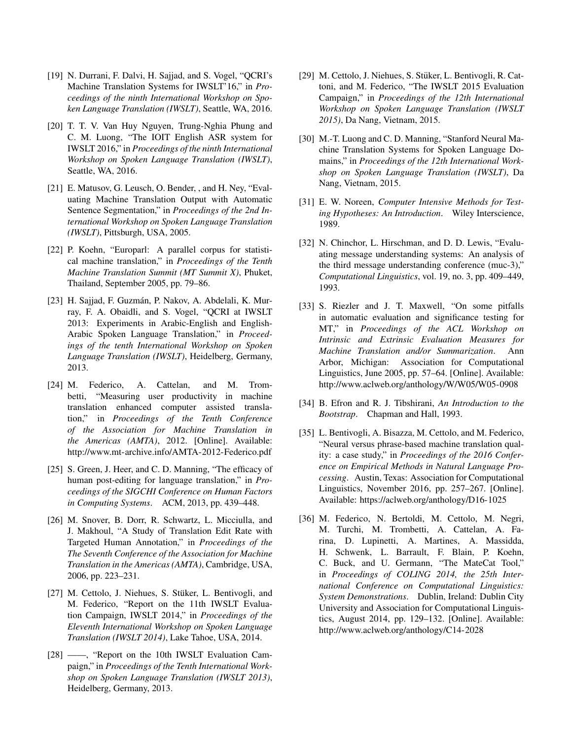[19] N. Durrani, F. Dalvi, H. Sajjad, and S. Vogel, "QCRI's Machine Translation Systems for IWSLT'16," in *Proceedings of the ninth International Workshop on Spoken Language Translation (IWSLT)*, Seattle, WA, 2016.

[20] T. T. V. Van Huy Nguyen, Trung-Nghia Phung and C. M. Luong, "The IOIT English ASR system for IWSLT 2016," in *Proceedings of the ninth International Workshop on Spoken Language Translation (IWSLT)*, Seattle, WA, 2016.

[21] E. Matusov, G. Leusch, O. Bender, , and H. Ney, "Evaluating Machine Translation Output with Automatic Sentence Segmentation," in *Proceedings of the 2nd International Workshop on Spoken Language Translation (IWSLT)*, Pittsburgh, USA, 2005.

[22] P. Koehn, "Europarl: A parallel corpus for statistical machine translation," in *Proceedings of the Tenth Machine Translation Summit (MT Summit X)*, Phuket, Thailand, September 2005, pp. 79–86.

[23] H. Sajjad, F. Guzmán, P. Nakov, A. Abdelali, K. Murray, F. A. Obaidli, and S. Vogel, "QCRI at IWSLT 2013: Experiments in Arabic-English and English-Arabic Spoken Language Translation," in *Proceedings of the tenth International Workshop on Spoken Language Translation (IWSLT)*, Heidelberg, Germany, 2013.

[24] M. Federico, A. Cattelan, and M. Trombetti, "Measuring user productivity in machine translation enhanced computer assisted translation," in *Proceedings of the Tenth Conference of the Association for Machine Translation in the Americas (AMTA)*, 2012. [Online]. Available: http://www.mt-archive.info/AMTA-2012-Federico.pdf

[25] S. Green, J. Heer, and C. D. Manning, "The efficacy of human post-editing for language translation," in *Proceedings of the SIGCHI Conference on Human Factors in Computing Systems*. ACM, 2013, pp. 439–448.

[26] M. Snover, B. Dorr, R. Schwartz, L. Micciulla, and J. Makhoul, "A Study of Translation Edit Rate with Targeted Human Annotation," in *Proceedings of the The Seventh Conference of the Association for Machine Translation in the Americas (AMTA)*, Cambridge, USA, 2006, pp. 223–231.

[27] M. Cettolo, J. Niehues, S. Stüker, L. Bentivogli, and M. Federico, "Report on the 11th IWSLT Evaluation Campaign, IWSLT 2014," in *Proceedings of the Eleventh International Workshop on Spoken Language Translation (IWSLT 2014)*, Lake Tahoe, USA, 2014.

[28] ——, "Report on the 10th IWSLT Evaluation Campaign," in *Proceedings of the Tenth International Workshop on Spoken Language Translation (IWSLT 2013)*, Heidelberg, Germany, 2013.

[29] M. Cettolo, J. Niehues, S. Stüker, L. Bentivogli, R. Cattoni, and M. Federico, "The IWSLT 2015 Evaluation Campaign," in *Proceedings of the 12th International Workshop on Spoken Language Translation (IWSLT 2015)*, Da Nang, Vietnam, 2015.

[30] M.-T. Luong and C. D. Manning, "Stanford Neural Machine Translation Systems for Spoken Language Domains," in *Proceedings of the 12th International Workshop on Spoken Language Translation (IWSLT)*, Da Nang, Vietnam, 2015.

[31] E. W. Noreen, *Computer Intensive Methods for Testing Hypotheses: An Introduction*. Wiley Interscience, 1989.

[32] N. Chinchor, L. Hirschman, and D. D. Lewis, "Evaluating message understanding systems: An analysis of the third message understanding conference (muc-3)," *Computational Linguistics*, vol. 19, no. 3, pp. 409–449, 1993.

[33] S. Riezler and J. T. Maxwell, "On some pitfalls in automatic evaluation and significance testing for MT," in *Proceedings of the ACL Workshop on Intrinsic and Extrinsic Evaluation Measures for Machine Translation and/or Summarization*. Ann Arbor, Michigan: Association for Computational Linguistics, June 2005, pp. 57–64. [Online]. Available: http://www.aclweb.org/anthology/W/W05/W05-0908

[34] B. Efron and R. J. Tibshirani, *An Introduction to the Bootstrap*. Chapman and Hall, 1993.

[35] L. Bentivogli, A. Bisazza, M. Cettolo, and M. Federico, "Neural versus phrase-based machine translation quality: a case study," in *Proceedings of the 2016 Conference on Empirical Methods in Natural Language Processing*. Austin, Texas: Association for Computational Linguistics, November 2016, pp. 257–267. [Online]. Available: https://aclweb.org/anthology/D16-1025

[36] M. Federico, N. Bertoldi, M. Cettolo, M. Negri, M. Turchi, M. Trombetti, A. Cattelan, A. Farina, D. Lupinetti, A. Martines, A. Massidda, H. Schwenk, L. Barrault, F. Blain, P. Koehn, C. Buck, and U. Germann, "The MateCat Tool," in *Proceedings of COLING 2014, the 25th International Conference on Computational Linguistics: System Demonstrations*. Dublin, Ireland: Dublin City University and Association for Computational Linguistics, August 2014, pp. 129–132. [Online]. Available: http://www.aclweb.org/anthology/C14-2028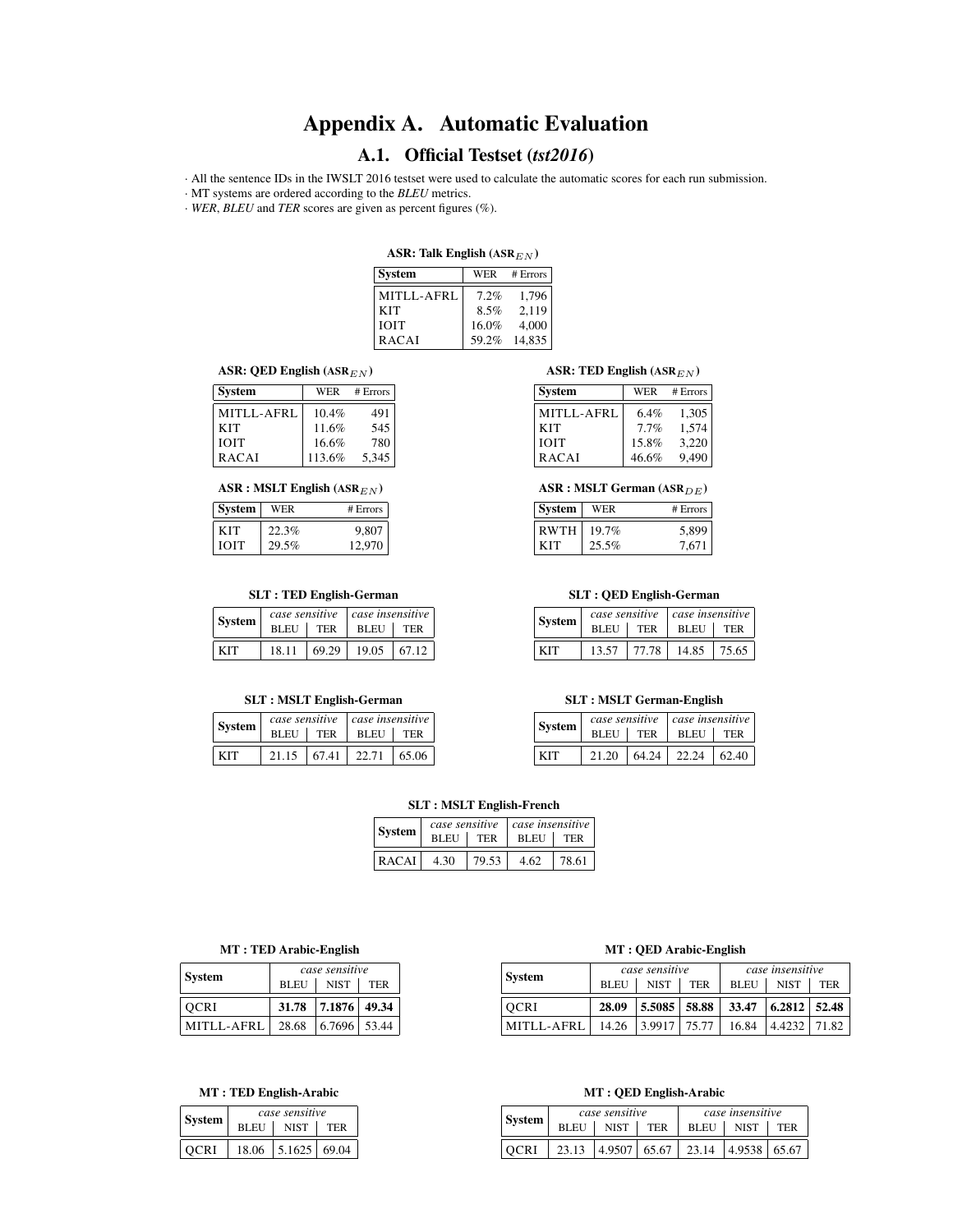# Appendix A. Automatic Evaluation

## A.1. Official Testset (*tst2016*)

· All the sentence IDs in the IWSLT 2016 testset were used to calculate the automatic scores for each run submission.
· MT systems are ordered according to the *BLEU* metrics.
· *WER*, *BLEU* and *TER* scores are given as percent figures (%).

**ASR: Talk English (ASR$_{EN}$)**

| System | WER | # Errors |
|---|---|---|
| MITLL-AFRL | 7.2% | 1,796 |
| KIT | 8.5% | 2,119 |
| IOIT | 16.0% | 4,000 |
| RACAI | 59.2% | 14,835 |

**ASR: QED English (ASR$_{EN}$)**

| System | WER | # Errors |
|---|---|---|
| MITLL-AFRL | 10.4% | 491 |
| KIT | 11.6% | 545 |
| IOIT | 16.6% | 780 |
| RACAI | 113.6% | 5,345 |

**ASR: TED English (ASR$_{EN}$)**

| System | WER | # Errors |
|---|---|---|
| MITLL-AFRL | 6.4% | 1,305 |
| KIT | 7.7% | 1,574 |
| IOIT | 15.8% | 3,220 |
| RACAI | 46.6% | 9,490 |

**ASR : MSLT English (ASR$_{EN}$)**

| System | WER | # Errors |
|---|---|---|
| KIT | 22.3% | 9,807 |
| IOIT | 29.5% | 12,970 |

**ASR : MSLT German (ASR$_{DE}$)**

| System | WER | # Errors |
|---|---|---|
| RWTH | 19.7% | 5,899 |
| KIT | 25.5% | 7,671 |

**SLT : TED English-German**

| System | *case sensitive* | | *case insensitive* | |
|---|---|---|---|---|
| | BLEU | TER | BLEU | TER |
| KIT | 18.11 | 69.29 | 19.05 | 67.12 |

**SLT : QED English-German**

| System | *case sensitive* | | *case insensitive* | |
|---|---|---|---|---|
| | BLEU | TER | BLEU | TER |
| KIT | 13.57 | 77.78 | 14.85 | 75.65 |

**SLT : MSLT English-German**

| System | *case sensitive* | | *case insensitive* | |
|---|---|---|---|---|
| | BLEU | TER | BLEU | TER |
| KIT | 21.15 | 67.41 | 22.71 | 65.06 |

**SLT : MSLT German-English**

| System | *case sensitive* | | *case insensitive* | |
|---|---|---|---|---|
| | BLEU | TER | BLEU | TER |
| KIT | 21.20 | 64.24 | 22.24 | 62.40 |

**SLT : MSLT English-French**

| System | *case sensitive* | | *case insensitive* | |
|---|---|---|---|---|
| | BLEU | TER | BLEU | TER |
| RACAI | 4.30 | 79.53 | 4.62 | 78.61 |

**MT : TED Arabic-English**

| System | *case sensitive* | | |
|---|---|---|---|
| | BLEU | NIST | TER |
| QCRI | **31.78** | **7.1876** | **49.34** |
| MITLL-AFRL | 28.68 | 6.7696 | 53.44 |

**MT : QED Arabic-English**

| System | *case sensitive* | | | *case insensitive* | | |
|---|---|---|---|---|---|---|
| | BLEU | NIST | TER | BLEU | NIST | TER |
| QCRI | **28.09** | **5.5085** | **58.88** | **33.47** | **6.2812** | **52.48** |
| MITLL-AFRL | 14.26 | 3.9917 | 75.77 | 16.84 | 4.4232 | 71.82 |

**MT : TED English-Arabic**

| System | *case sensitive* | | |
|---|---|---|---|
| | BLEU | NIST | TER |
| QCRI | 18.06 | 5.1625 | 69.04 |

**MT : QED English-Arabic**

| System | *case sensitive* | | | *case insensitive* | | |
|---|---|---|---|---|---|---|
| | BLEU | NIST | TER | BLEU | NIST | TER |
| QCRI | 23.13 | 4.9507 | 65.67 | 23.14 | 4.9538 | 65.67 |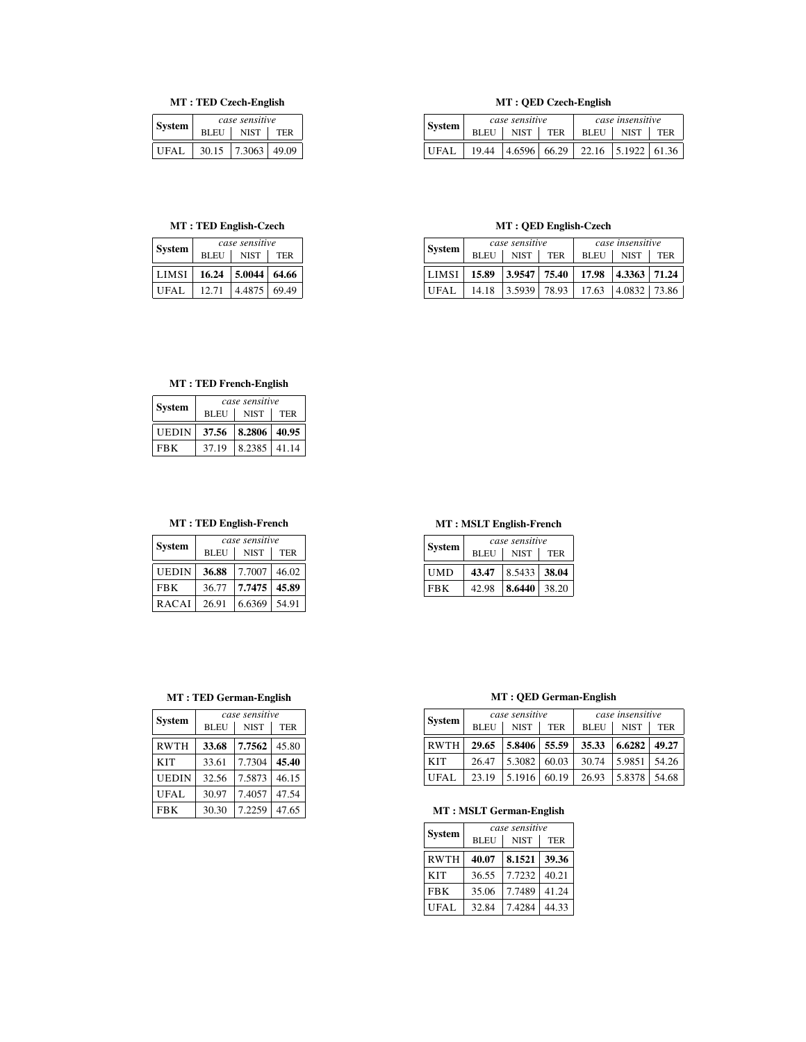**MT : TED Czech-English**

| System | *case sensitive* | | |
|---|---|---|---|
| | BLEU | NIST | TER |
| UFAL | 30.15 | 7.3063 | 49.09 |

**MT : QED Czech-English**

| System | *case sensitive* | | | *case insensitive* | | |
|---|---|---|---|---|---|---|
| | BLEU | NIST | TER | BLEU | NIST | TER |
| UFAL | 19.44 | 4.6596 | 66.29 | 22.16 | 5.1922 | 61.36 |

**MT : TED English-Czech**

| System | *case sensitive* | | |
|---|---|---|---|
| | BLEU | NIST | TER |
| LIMSI | **16.24** | **5.0044** | **64.66** |
| UFAL | 12.71 | 4.4875 | 69.49 |

**MT : QED English-Czech**

| System | *case sensitive* | | | *case insensitive* | | |
|---|---|---|---|---|---|---|
| | BLEU | NIST | TER | BLEU | NIST | TER |
| LIMSI | **15.89** | **3.9547** | **75.40** | **17.98** | **4.3363** | **71.24** |
| UFAL | 14.18 | 3.5939 | 78.93 | 17.63 | 4.0832 | 73.86 |

**MT : TED French-English**

| System | *case sensitive* | | |
|---|---|---|---|
| | BLEU | NIST | TER |
| UEDIN | **37.56** | **8.2806** | **40.95** |
| FBK | 37.19 | 8.2385 | 41.14 |

**MT : TED English-French**

| System | *case sensitive* | | |
|---|---|---|---|
| | BLEU | NIST | TER |
| UEDIN | **36.88** | 7.7007 | 46.02 |
| FBK | 36.77 | **7.7475** | **45.89** |
| RACAI | 26.91 | 6.6369 | 54.91 |

**MT : MSLT English-French**

| System | *case sensitive* | | |
|---|---|---|---|
| | BLEU | NIST | TER |
| UMD | **43.47** | 8.5433 | **38.04** |
| FBK | 42.98 | **8.6440** | 38.20 |

**MT : TED German-English**

| System | *case sensitive* | | |
|---|---|---|---|
| | BLEU | NIST | TER |
| RWTH | **33.68** | **7.7562** | 45.80 |
| KIT | 33.61 | 7.7304 | **45.40** |
| UEDIN | 32.56 | 7.5873 | 46.15 |
| UFAL | 30.97 | 7.4057 | 47.54 |
| FBK | 30.30 | 7.2259 | 47.65 |

**MT : QED German-English**

| System | *case sensitive* | | | *case insensitive* | | |
|---|---|---|---|---|---|---|
| | BLEU | NIST | TER | BLEU | NIST | TER |
| RWTH | **29.65** | **5.8406** | **55.59** | **35.33** | **6.6282** | **49.27** |
| KIT | 26.47 | 5.3082 | 60.03 | 30.74 | 5.9851 | 54.26 |
| UFAL | 23.19 | 5.1916 | 60.19 | 26.93 | 5.8378 | 54.68 |

**MT : MSLT German-English**

| System | *case sensitive* | | |
|---|---|---|---|
| | BLEU | NIST | TER |
| RWTH | **40.07** | **8.1521** | **39.36** |
| KIT | 36.55 | 7.7232 | 40.21 |
| FBK | 35.06 | 7.7489 | 41.24 |
| UFAL | 32.84 | 7.4284 | 44.33 |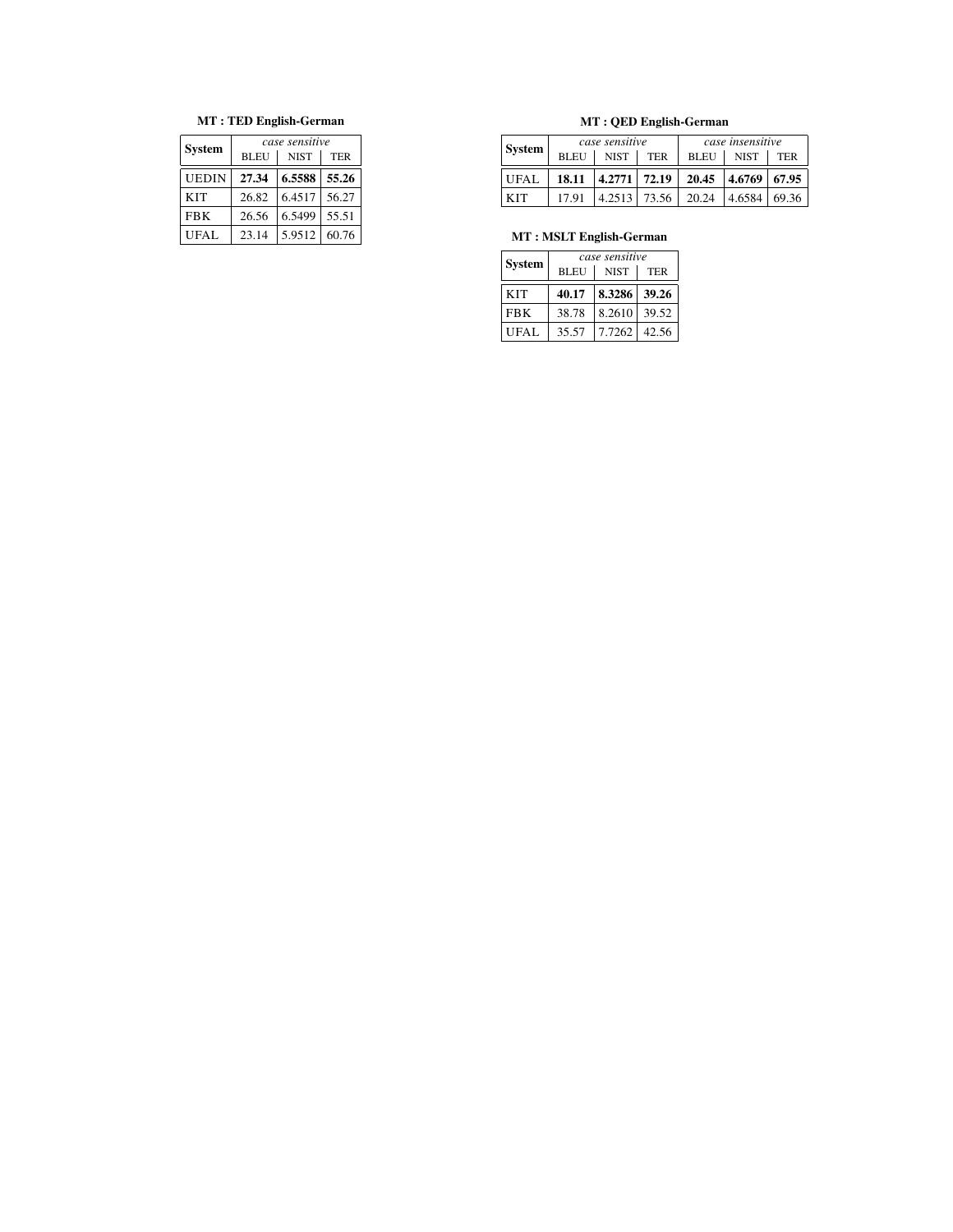**MT : TED English-German**

| System | *case sensitive* | | |
|---|---|---|---|
| | BLEU | NIST | TER |
| UEDIN | **27.34** | **6.5588** | **55.26** |
| KIT | 26.82 | 6.4517 | 56.27 |
| FBK | 26.56 | 6.5499 | 55.51 |
| UFAL | 23.14 | 5.9512 | 60.76 |

**MT : QED English-German**

| System | *case sensitive* | | | *case insensitive* | | |
|---|---|---|---|---|---|---|
| | BLEU | NIST | TER | BLEU | NIST | TER |
| UFAL | **18.11** | **4.2771** | **72.19** | **20.45** | **4.6769** | **67.95** |
| KIT | 17.91 | 4.2513 | 73.56 | 20.24 | 4.6584 | 69.36 |

**MT : MSLT English-German**

| System | *case sensitive* | | |
|---|---|---|---|
| | BLEU | NIST | TER |
| KIT | **40.17** | **8.3286** | **39.26** |
| FBK | 38.78 | 8.2610 | 39.52 |
| UFAL | 35.57 | 7.7262 | 42.56 |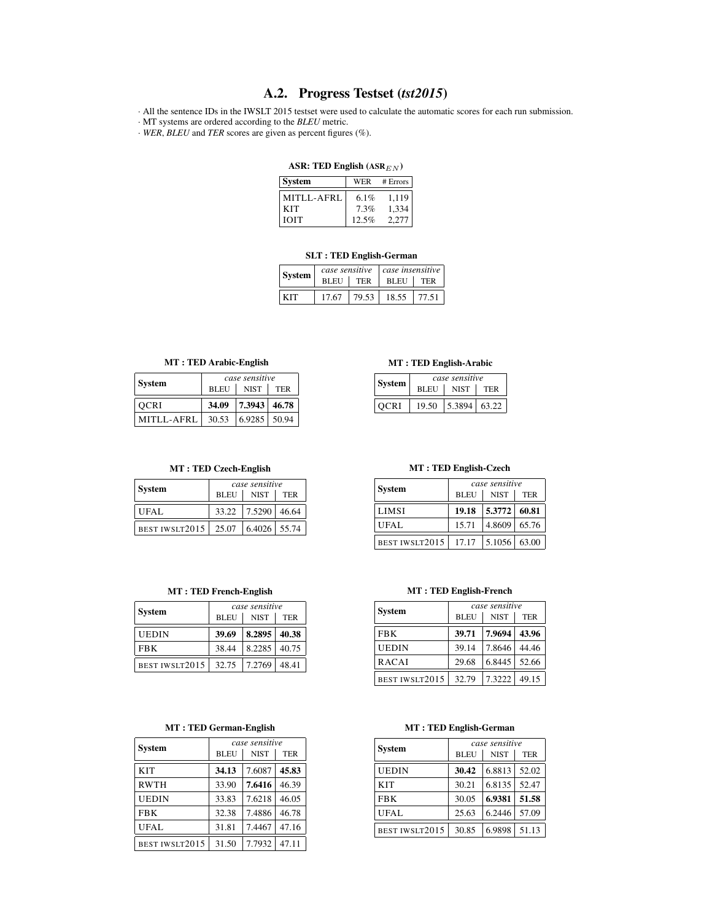## A.2. Progress Testset (*tst2015*)

· All the sentence IDs in the IWSLT 2015 testset were used to calculate the automatic scores for each run submission.
· MT systems are ordered according to the *BLEU* metric.
· *WER*, *BLEU* and *TER* scores are given as percent figures (%).

**ASR: TED English (ASR$_{EN}$)**

| System | WER | # Errors |
|---|---|---|
| MITLL-AFRL | 6.1% | 1,119 |
| KIT | 7.3% | 1,334 |
| IOIT | 12.5% | 2,277 |

**SLT : TED English-German**

| System | *case sensitive* | | *case insensitive* | |
|---|---|---|---|---|
| | BLEU | TER | BLEU | TER |
| KIT | 17.67 | 79.53 | 18.55 | 77.51 |

**MT : TED Arabic-English**

| System | *case sensitive* | | |
|---|---|---|---|
| | BLEU | NIST | TER |
| QCRI | **34.09** | **7.3943** | **46.78** |
| MITLL-AFRL | 30.53 | 6.9285 | 50.94 |

**MT : TED English-Arabic**

| System | *case sensitive* | | |
|---|---|---|---|
| | BLEU | NIST | TER |
| QCRI | 19.50 | 5.3894 | 63.22 |

**MT : TED Czech-English**

| System | *case sensitive* | | |
|---|---|---|---|
| | BLEU | NIST | TER |
| UFAL | 33.22 | 7.5290 | 46.64 |
| BEST IWSLT2015 | 25.07 | 6.4026 | 55.74 |

**MT : TED English-Czech**

| System | *case sensitive* | | |
|---|---|---|---|
| | BLEU | NIST | TER |
| LIMSI | **19.18** | **5.3772** | **60.81** |
| UFAL | 15.71 | 4.8609 | 65.76 |
| BEST IWSLT2015 | 17.17 | 5.1056 | 63.00 |

**MT : TED French-English**

| System | *case sensitive* | | |
|---|---|---|---|
| | BLEU | NIST | TER |
| UEDIN | **39.69** | **8.2895** | **40.38** |
| FBK | 38.44 | 8.2285 | 40.75 |
| BEST IWSLT2015 | 32.75 | 7.2769 | 48.41 |

**MT : TED English-French**

| System | *case sensitive* | | |
|---|---|---|---|
| | BLEU | NIST | TER |
| FBK | **39.71** | **7.9694** | **43.96** |
| UEDIN | 39.14 | 7.8646 | 44.46 |
| RACAI | 29.68 | 6.8445 | 52.66 |
| BEST IWSLT2015 | 32.79 | 7.3222 | 49.15 |

**MT : TED German-English**

| System | *case sensitive* | | |
|---|---|---|---|
| | BLEU | NIST | TER |
| KIT | **34.13** | 7.6087 | **45.83** |
| RWTH | 33.90 | **7.6416** | 46.39 |
| UEDIN | 33.83 | 7.6218 | 46.05 |
| FBK | 32.38 | 7.4886 | 46.78 |
| UFAL | 31.81 | 7.4467 | 47.16 |
| BEST IWSLT2015 | 31.50 | 7.7932 | 47.11 |

**MT : TED English-German**

| System | *case sensitive* | | |
|---|---|---|---|
| | BLEU | NIST | TER |
| UEDIN | **30.42** | 6.8813 | 52.02 |
| KIT | 30.21 | 6.8135 | 52.47 |
| FBK | 30.05 | **6.9381** | **51.58** |
| UFAL | 25.63 | 6.2446 | 57.09 |
| BEST IWSLT2015 | 30.85 | 6.9898 | 51.13 |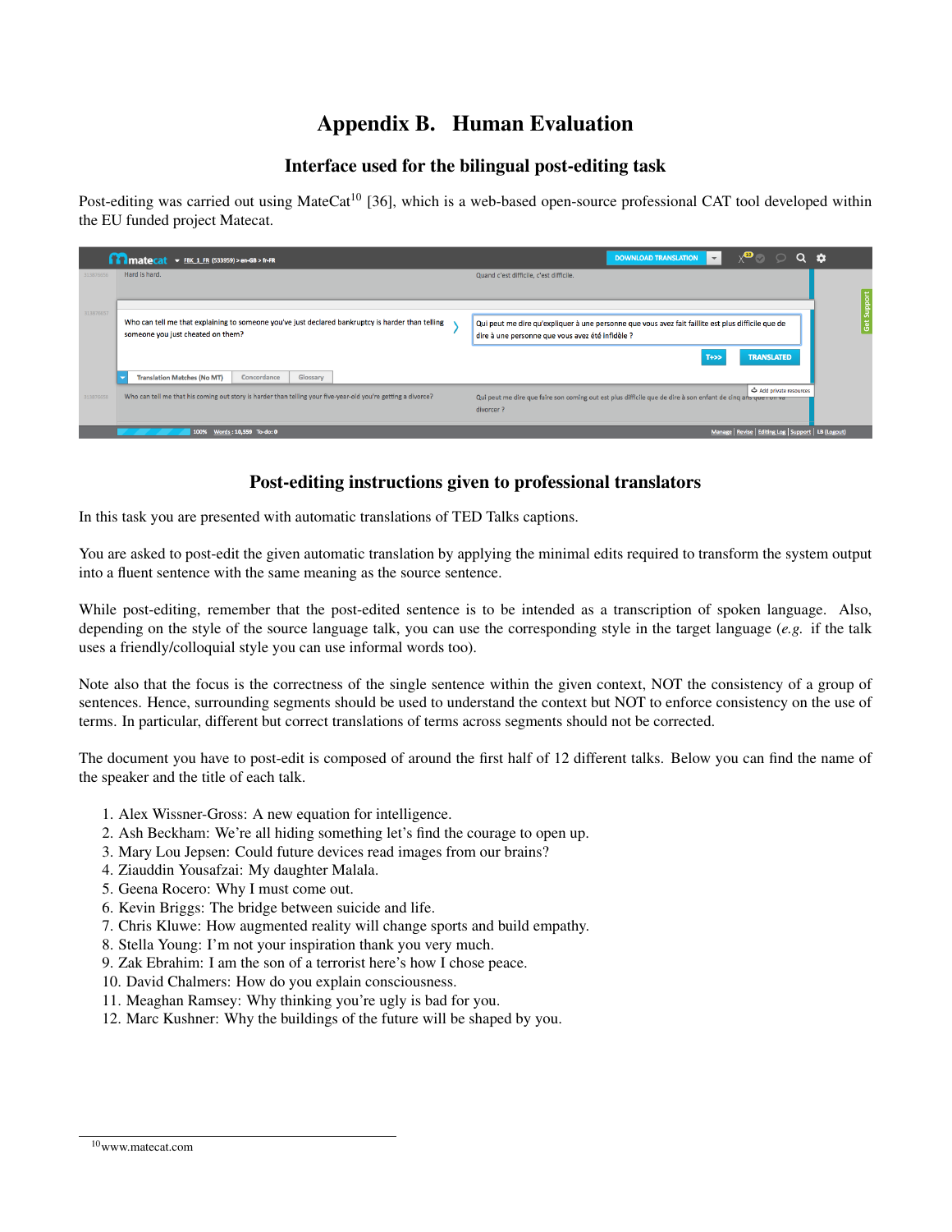# Appendix B. Human Evaluation

## Interface used for the bilingual post-editing task

Post-editing was carried out using MateCat[10] [36], which is a web-based open-source professional CAT tool developed within the EU funded project Matecat.

## Post-editing instructions given to professional translators

In this task you are presented with automatic translations of TED Talks captions.

You are asked to post-edit the given automatic translation by applying the minimal edits required to transform the system output into a fluent sentence with the same meaning as the source sentence.

While post-editing, remember that the post-edited sentence is to be intended as a transcription of spoken language. Also, depending on the style of the source language talk, you can use the corresponding style in the target language (*e.g.* if the talk uses a friendly/colloquial style you can use informal words too).

Note also that the focus is the correctness of the single sentence within the given context, NOT the consistency of a group of sentences. Hence, surrounding segments should be used to understand the context but NOT to enforce consistency on the use of terms. In particular, different but correct translations of terms across segments should not be corrected.

The document you have to post-edit is composed of around the first half of 12 different talks. Below you can find the name of the speaker and the title of each talk.

1. Alex Wissner-Gross: A new equation for intelligence.
2. Ash Beckham: We're all hiding something let's find the courage to open up.
3. Mary Lou Jepsen: Could future devices read images from our brains?
4. Ziauddin Yousafzai: My daughter Malala.
5. Geena Rocero: Why I must come out.
6. Kevin Briggs: The bridge between suicide and life.
7. Chris Kluwe: How augmented reality will change sports and build empathy.
8. Stella Young: I'm not your inspiration thank you very much.
9. Zak Ebrahim: I am the son of a terrorist here's how I chose peace.
10. David Chalmers: How do you explain consciousness.
11. Meaghan Ramsey: Why thinking you're ugly is bad for you.
12. Marc Kushner: Why the buildings of the future will be shaped by you.

[10] www.matecat.com